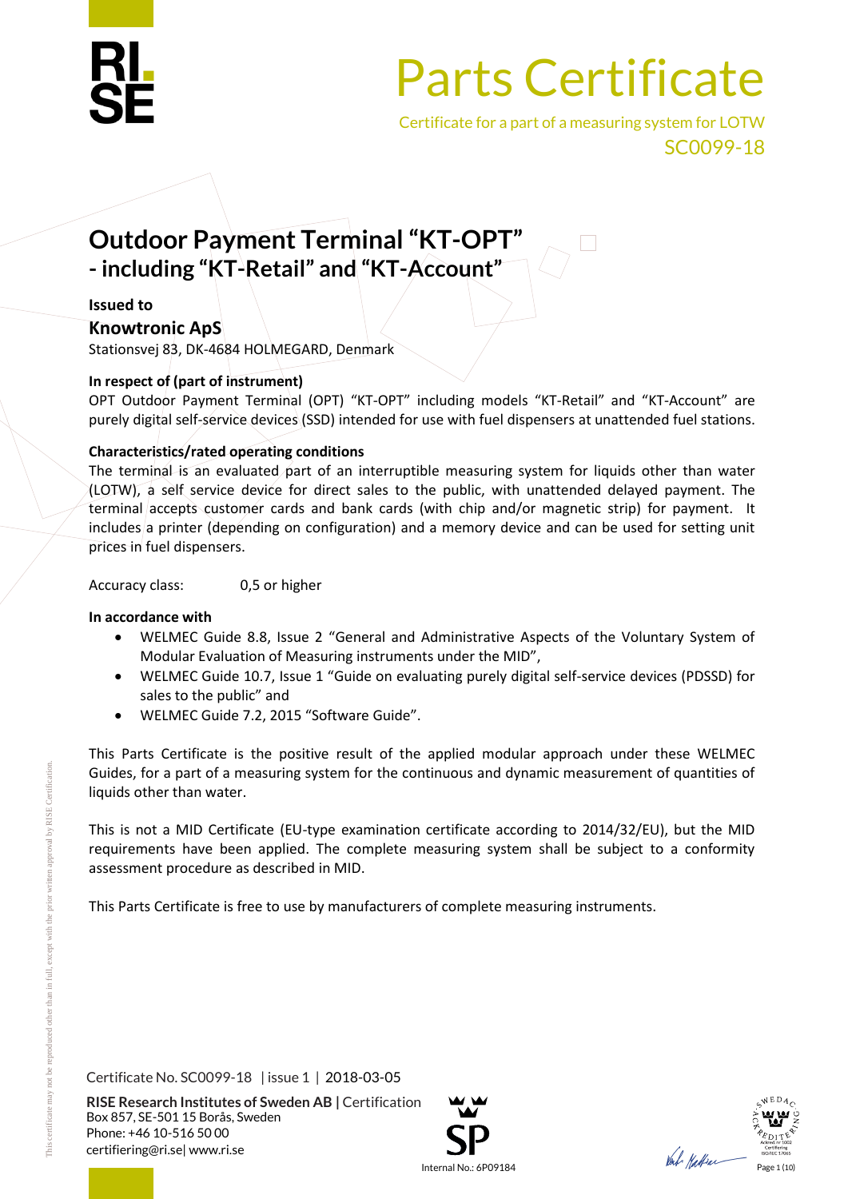# Parts Certificate

Certificate for a part of a measuring system for LOTW

SC0099-18

## Outdoor Payment Terminal "KT-OPT" - including "KT-Retail" and "KT-Account"

**Issued to**

**Knowtronic ApS**

Stationsvej 83, DK-4684 HOLMEGARD, Denmark

**In respect of (part of instrument)**

OPT Outdoor Payment Terminal (OPT) "KT-OPT" including models "KT-Retail" and "KT-Account" are purely digital self-service devices (SSD) intended for use with fuel dispensers at unattended fuel stations.

**Characteristics/rated operating conditions**

The terminal is an evaluated part of an interruptible measuring system for liquids other than water (LOTW), a self service device for direct sales to the public, with unattended delayed payment. The terminal accepts customer cards and bank cards (with chip and/or magnetic strip) for payment. It includes a printer (depending on configuration) and a memory device and can be used for setting unit prices in fuel dispensers.

Accuracy class: 0,5 or higher

**In accordance with**

- WELMEC Guide 8.8, Issue 2 "General and Administrative Aspects of the Voluntary System of Modular Evaluation of Measuring instruments under the MID",
- WELMEC Guide 10.7, Issue 1 "Guide on evaluating purely digital self-service devices (PDSSD) for sales to the public" and
- WELMEC Guide 7.2, 2015 "Software Guide".

This Parts Certificate is the positive result of the applied modular approach under these WELMEC Guides, for a part of a measuring system for the continuous and dynamic measurement of quantities of liquids other than water.

This is not a MID Certificate (EU-type examination certificate according to 2014/32/EU), but the MID requirements have been applied. The complete measuring system shall be subject to a conformity assessment procedure as described in MID.

This Parts Certificate is free to use by manufacturers of complete measuring instruments.

Certificate No. SC0099-18 | issue 1 | 2018-03-05

**RISE Research Institutes of Sweden AB** | Certification
Box 857, SE-501 15 Borås, Sweden
Phone: +46 10-516 50 00
certifiering@ri.se | www.ri.se

Internal No.: 6P09184

This certificate may not be reproduced other than in full, except with the prior written approval by RISE Certification.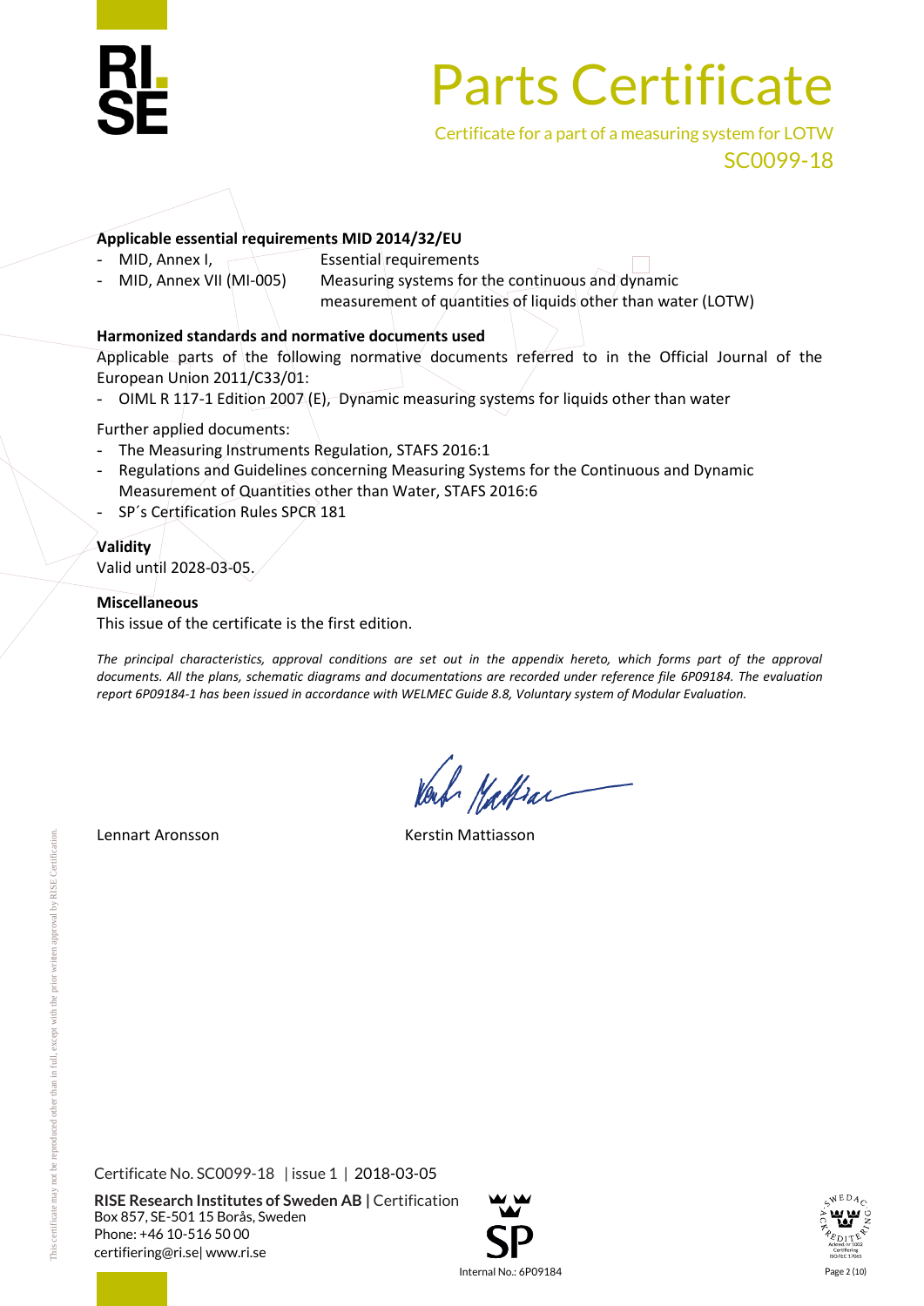# Parts Certificate

Certificate for a part of a measuring system for LOTW

SC0099-18

**Applicable essential requirements MID 2014/32/EU**

- MID, Annex I, Essential requirements
- MID, Annex VII (MI-005) Measuring systems for the continuous and dynamic measurement of quantities of liquids other than water (LOTW)

**Harmonized standards and normative documents used**

Applicable parts of the following normative documents referred to in the Official Journal of the European Union 2011/C33/01:

- OIML R 117-1 Edition 2007 (E), Dynamic measuring systems for liquids other than water

Further applied documents:

- The Measuring Instruments Regulation, STAFS 2016:1
- Regulations and Guidelines concerning Measuring Systems for the Continuous and Dynamic Measurement of Quantities other than Water, STAFS 2016:6
- SP´s Certification Rules SPCR 181

**Validity**

Valid until 2028-03-05.

**Miscellaneous**

This issue of the certificate is the first edition.

*The principal characteristics, approval conditions are set out in the appendix hereto, which forms part of the approval documents. All the plans, schematic diagrams and documentations are recorded under reference file 6P09184. The evaluation report 6P09184-1 has been issued in accordance with WELMEC Guide 8.8, Voluntary system of Modular Evaluation.*

Lennart Aronsson Kerstin Mattiasson

Certificate No. SC0099-18 | issue 1 | 2018-03-05

**RISE Research Institutes of Sweden AB** | Certification
Box 857, SE-501 15 Borås, Sweden
Phone: +46 10-516 50 00
certifiering@ri.se| www.ri.se

Internal No.: 6P09184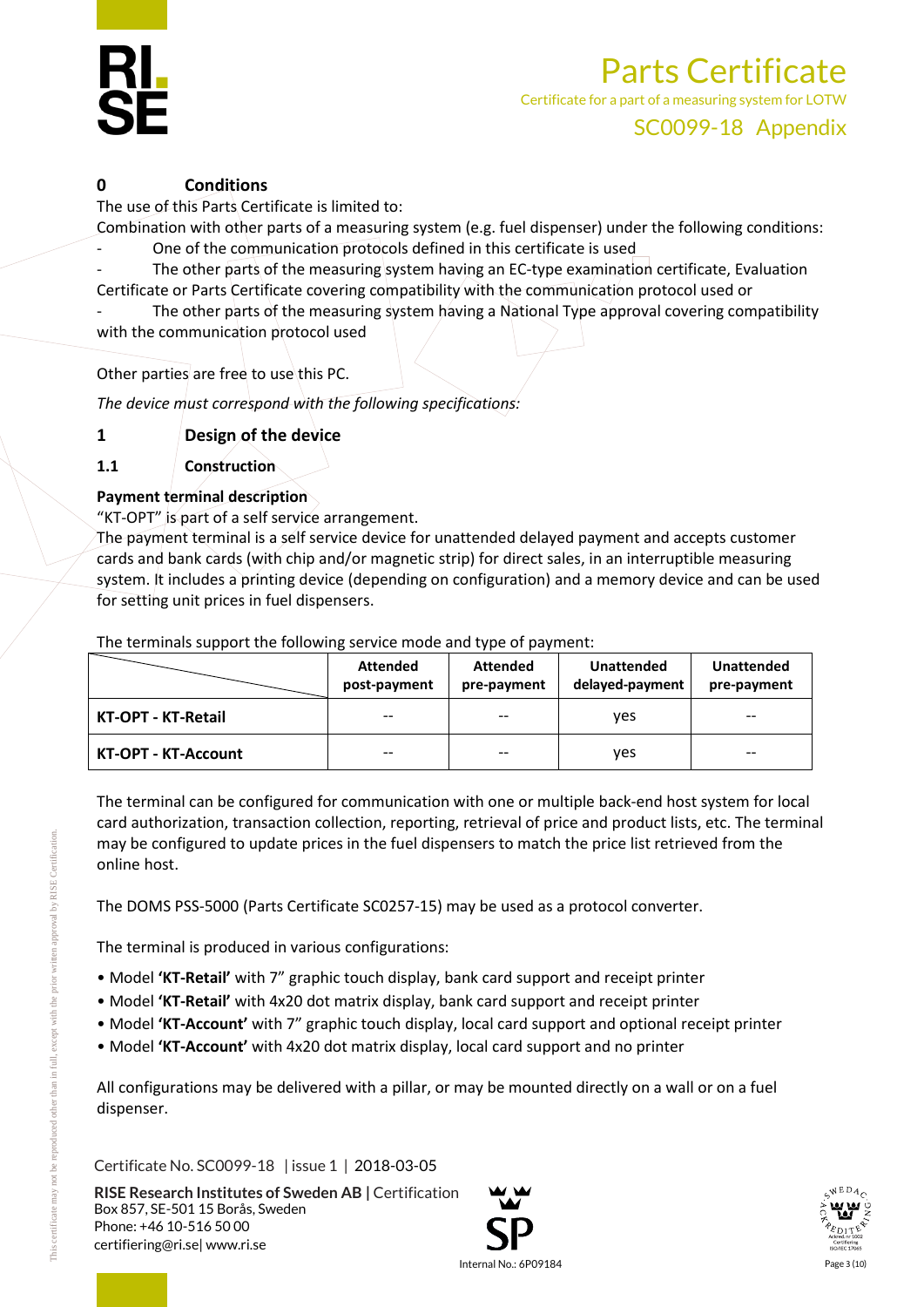## 0 Conditions

The use of this Parts Certificate is limited to:

Combination with other parts of a measuring system (e.g. fuel dispenser) under the following conditions:

- One of the communication protocols defined in this certificate is used
- The other parts of the measuring system having an EC-type examination certificate, Evaluation Certificate or Parts Certificate covering compatibility with the communication protocol used or
- The other parts of the measuring system having a National Type approval covering compatibility with the communication protocol used

Other parties are free to use this PC.

*The device must correspond with the following specifications:*

## 1 Design of the device

### 1.1 Construction

**Payment terminal description**

"KT-OPT" is part of a self service arrangement.

The payment terminal is a self service device for unattended delayed payment and accepts customer cards and bank cards (with chip and/or magnetic strip) for direct sales, in an interruptible measuring system. It includes a printing device (depending on configuration) and a memory device and can be used for setting unit prices in fuel dispensers.

The terminals support the following service mode and type of payment:

| | Attended post-payment | Attended pre-payment | Unattended delayed-payment | Unattended pre-payment |
|---|---|---|---|---|
| **KT-OPT - KT-Retail** | -- | -- | yes | -- |
| **KT-OPT - KT-Account** | -- | -- | yes | -- |

The terminal can be configured for communication with one or multiple back-end host system for local card authorization, transaction collection, reporting, retrieval of price and product lists, etc. The terminal may be configured to update prices in the fuel dispensers to match the price list retrieved from the online host.

The DOMS PSS-5000 (Parts Certificate SC0257-15) may be used as a protocol converter.

The terminal is produced in various configurations:

- Model **'KT-Retail'** with 7" graphic touch display, bank card support and receipt printer
- Model **'KT-Retail'** with 4x20 dot matrix display, bank card support and receipt printer
- Model **'KT-Account'** with 7" graphic touch display, local card support and optional receipt printer
- Model **'KT-Account'** with 4x20 dot matrix display, local card support and no printer

All configurations may be delivered with a pillar, or may be mounted directly on a wall or on a fuel dispenser.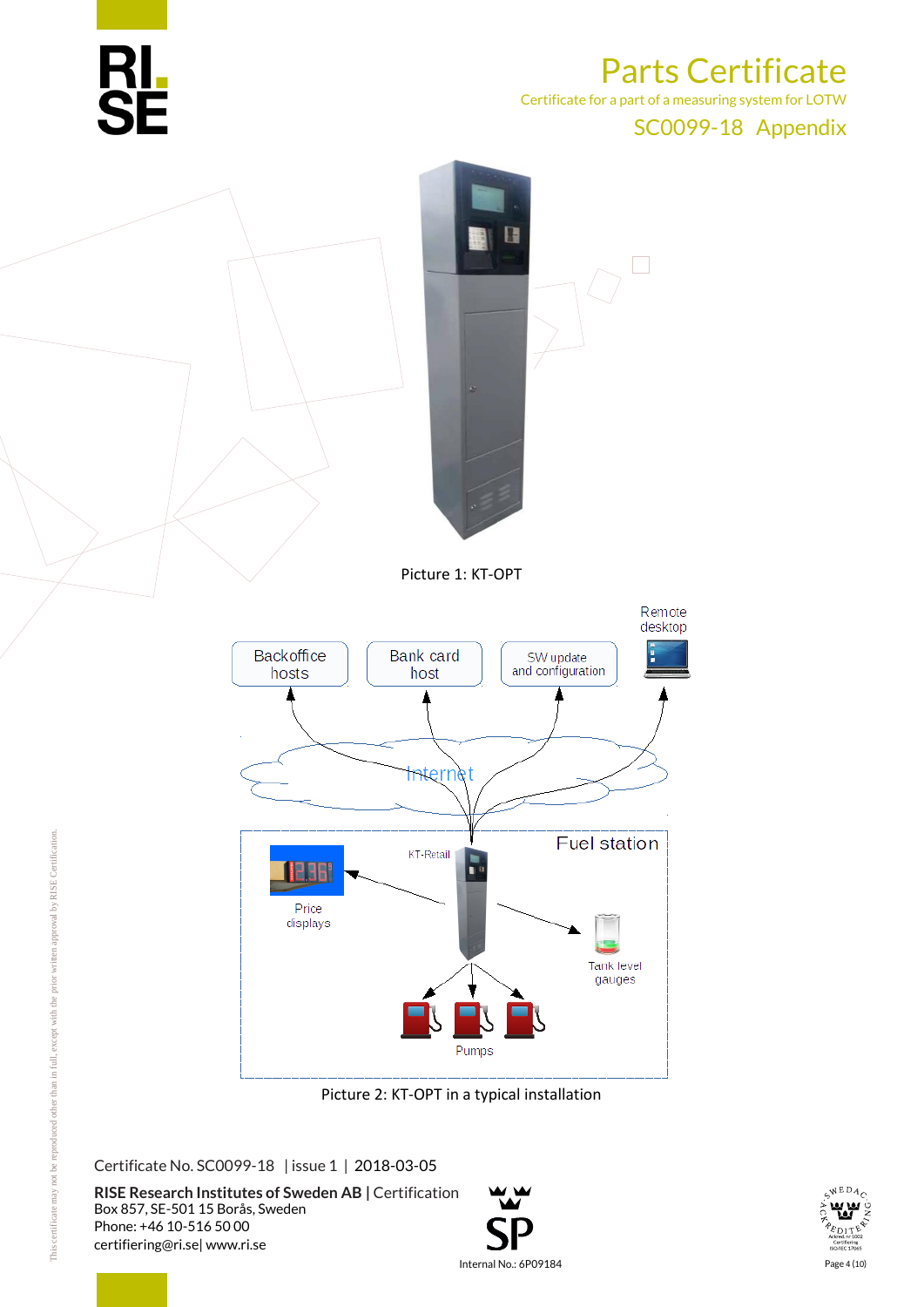Picture 1: KT-OPT

Picture 2: KT-OPT in a typical installation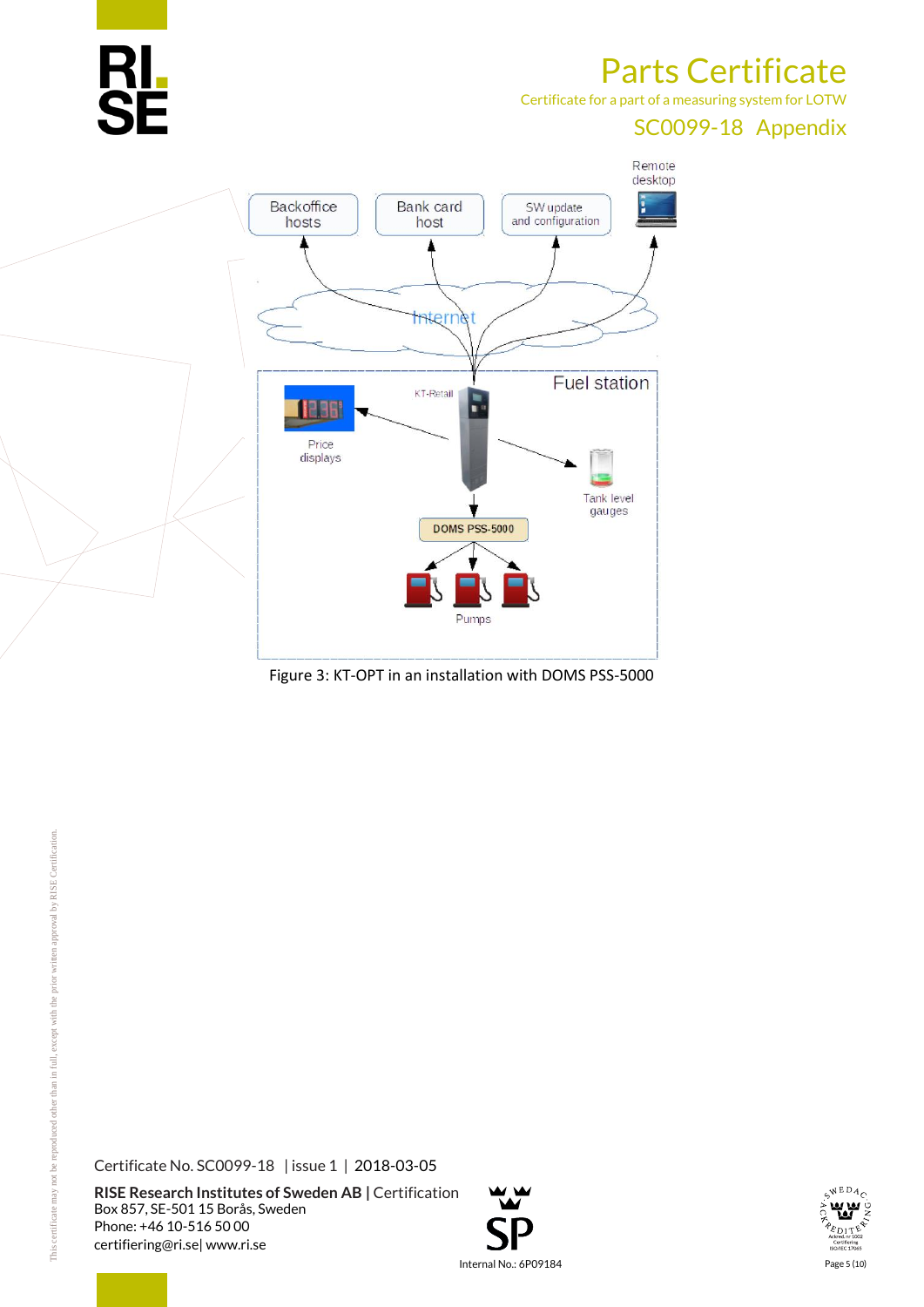# Parts Certificate

Certificate for a part of a measuring system for LOTW

SC0099-18 Appendix

Backoffice hosts

Bank card host

SW update and configuration

Remote desktop

Internet

Fuel station

KT-Retail

Price displays

Tank level gauges

DOMS PSS-5000

Pumps

Figure 3: KT-OPT in an installation with DOMS PSS-5000

Certificate No. SC0099-18 | issue 1 | 2018-03-05

**RISE Research Institutes of Sweden AB |** Certification
Box 857, SE-501 15 Borås, Sweden
Phone: +46 10-516 50 00
certifiering@ri.se| www.ri.se

Internal No.: 6P09184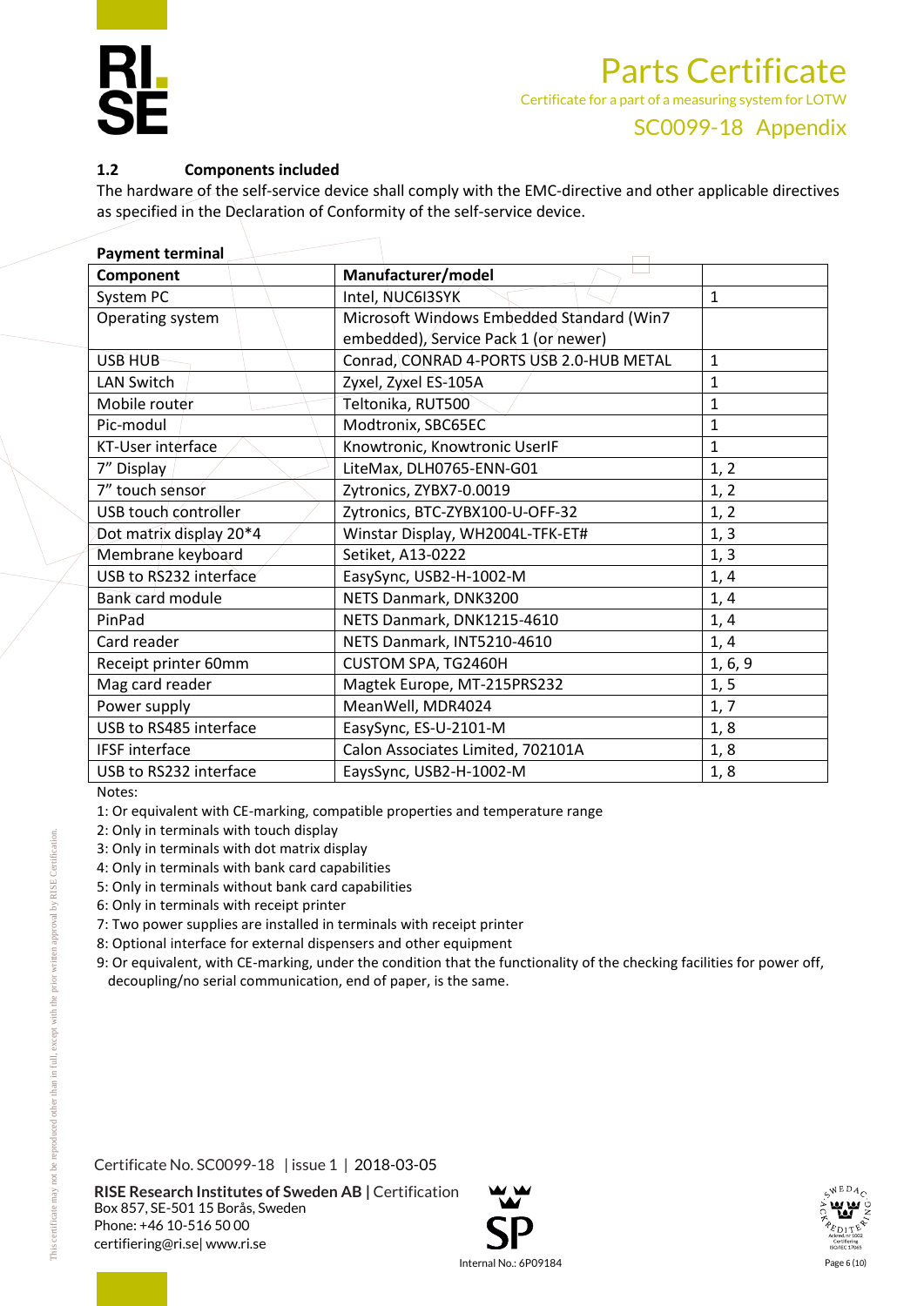### 1.2 Components included

The hardware of the self-service device shall comply with the EMC-directive and other applicable directives as specified in the Declaration of Conformity of the self-service device.

**Payment terminal**

| Component | Manufacturer/model | |
|---|---|---|
| System PC | Intel, NUC6I3SYK | 1 |
| Operating system | Microsoft Windows Embedded Standard (Win7 embedded), Service Pack 1 (or newer) | |
| USB HUB | Conrad, CONRAD 4-PORTS USB 2.0-HUB METAL | 1 |
| LAN Switch | Zyxel, Zyxel ES-105A | 1 |
| Mobile router | Teltonika, RUT500 | 1 |
| Pic-modul | Modtronix, SBC65EC | 1 |
| KT-User interface | Knowtronic, Knowtronic UserIF | 1 |
| 7” Display | LiteMax, DLH0765-ENN-G01 | 1, 2 |
| 7” touch sensor | Zytronics, ZYBX7-0.0019 | 1, 2 |
| USB touch controller | Zytronics, BTC-ZYBX100-U-OFF-32 | 1, 2 |
| Dot matrix display 20*4 | Winstar Display, WH2004L-TFK-ET# | 1, 3 |
| Membrane keyboard | Setiket, A13-0222 | 1, 3 |
| USB to RS232 interface | EasySync, USB2-H-1002-M | 1, 4 |
| Bank card module | NETS Danmark, DNK3200 | 1, 4 |
| PinPad | NETS Danmark, DNK1215-4610 | 1, 4 |
| Card reader | NETS Danmark, INT5210-4610 | 1, 4 |
| Receipt printer 60mm | CUSTOM SPA, TG2460H | 1, 6, 9 |
| Mag card reader | Magtek Europe, MT-215PRS232 | 1, 5 |
| Power supply | MeanWell, MDR4024 | 1, 7 |
| USB to RS485 interface | EasySync, ES-U-2101-M | 1, 8 |
| IFSF interface | Calon Associates Limited, 702101A | 1, 8 |
| USB to RS232 interface | EaysSync, USB2-H-1002-M | 1, 8 |

Notes:

1: Or equivalent with CE-marking, compatible properties and temperature range
2: Only in terminals with touch display
3: Only in terminals with dot matrix display
4: Only in terminals with bank card capabilities
5: Only in terminals without bank card capabilities
6: Only in terminals with receipt printer
7: Two power supplies are installed in terminals with receipt printer
8: Optional interface for external dispensers and other equipment
9: Or equivalent, with CE-marking, under the condition that the functionality of the checking facilities for power off, decoupling/no serial communication, end of paper, is the same.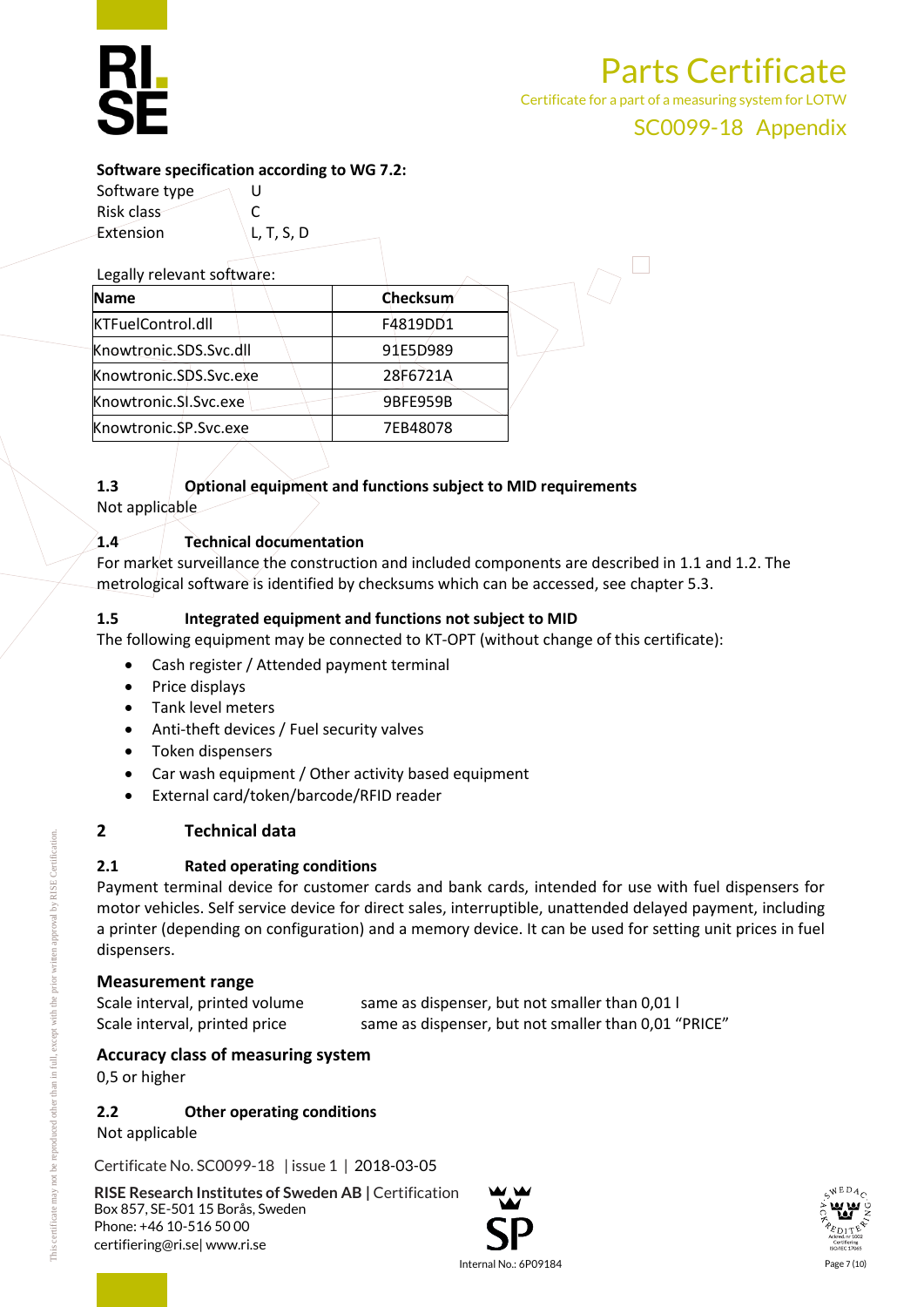**Software specification according to WG 7.2:**

Software type U
Risk class C
Extension L, T, S, D

Legally relevant software:

| Name | Checksum |
|---|---|
| KTFuelControl.dll | F4819DD1 |
| Knowtronic.SDS.Svc.dll | 91E5D989 |
| Knowtronic.SDS.Svc.exe | 28F6721A |
| Knowtronic.SI.Svc.exe | 9BFE959B |
| Knowtronic.SP.Svc.exe | 7EB48078 |

### 1.3 Optional equipment and functions subject to MID requirements

Not applicable

### 1.4 Technical documentation

For market surveillance the construction and included components are described in 1.1 and 1.2. The metrological software is identified by checksums which can be accessed, see chapter 5.3.

### 1.5 Integrated equipment and functions not subject to MID

The following equipment may be connected to KT-OPT (without change of this certificate):

- Cash register / Attended payment terminal
- Price displays
- Tank level meters
- Anti-theft devices / Fuel security valves
- Token dispensers
- Car wash equipment / Other activity based equipment
- External card/token/barcode/RFID reader

## 2 Technical data

### 2.1 Rated operating conditions

Payment terminal device for customer cards and bank cards, intended for use with fuel dispensers for motor vehicles. Self service device for direct sales, interruptible, unattended delayed payment, including a printer (depending on configuration) and a memory device. It can be used for setting unit prices in fuel dispensers.

**Measurement range**

Scale interval, printed volume same as dispenser, but not smaller than 0,01 l
Scale interval, printed price same as dispenser, but not smaller than 0,01 "PRICE"

**Accuracy class of measuring system**

0,5 or higher

### 2.2 Other operating conditions

Not applicable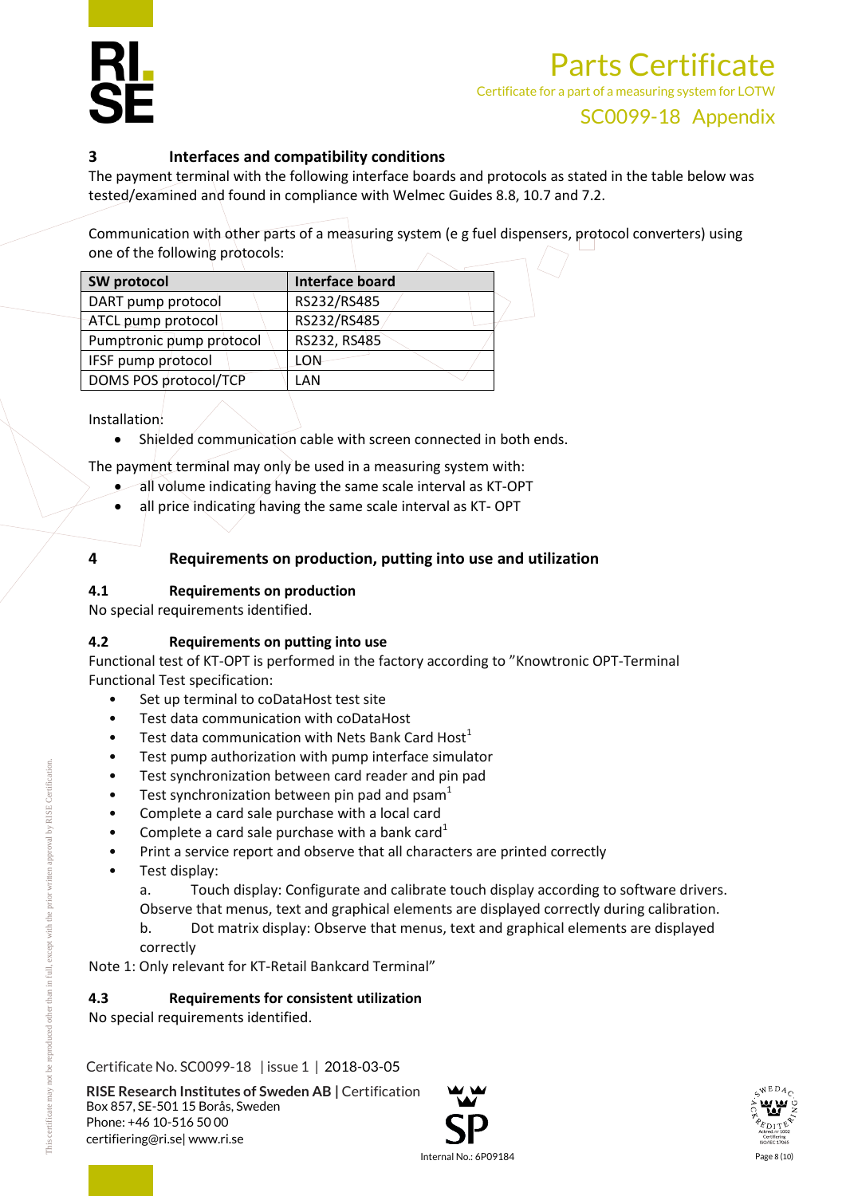## 3 Interfaces and compatibility conditions

The payment terminal with the following interface boards and protocols as stated in the table below was tested/examined and found in compliance with Welmec Guides 8.8, 10.7 and 7.2.

Communication with other parts of a measuring system (e g fuel dispensers, protocol converters) using one of the following protocols:

| SW protocol | Interface board |
|---|---|
| DART pump protocol | RS232/RS485 |
| ATCL pump protocol | RS232/RS485 |
| Pumptronic pump protocol | RS232, RS485 |
| IFSF pump protocol | LON |
| DOMS POS protocol/TCP | LAN |

Installation:

- Shielded communication cable with screen connected in both ends.

The payment terminal may only be used in a measuring system with:

- all volume indicating having the same scale interval as KT-OPT
- all price indicating having the same scale interval as KT- OPT

## 4 Requirements on production, putting into use and utilization

### 4.1 Requirements on production

No special requirements identified.

### 4.2 Requirements on putting into use

Functional test of KT-OPT is performed in the factory according to ”Knowtronic OPT-Terminal Functional Test specification:

- Set up terminal to coDataHost test site
- Test data communication with coDataHost
- Test data communication with Nets Bank Card Host[1]
- Test pump authorization with pump interface simulator
- Test synchronization between card reader and pin pad
- Test synchronization between pin pad and psam[1]
- Complete a card sale purchase with a local card
- Complete a card sale purchase with a bank card[1]
- Print a service report and observe that all characters are printed correctly
- Test display:
  a. Touch display: Configurate and calibrate touch display according to software drivers. Observe that menus, text and graphical elements are displayed correctly during calibration.
  b. Dot matrix display: Observe that menus, text and graphical elements are displayed correctly

Note 1: Only relevant for KT-Retail Bankcard Terminal”

### 4.3 Requirements for consistent utilization

No special requirements identified.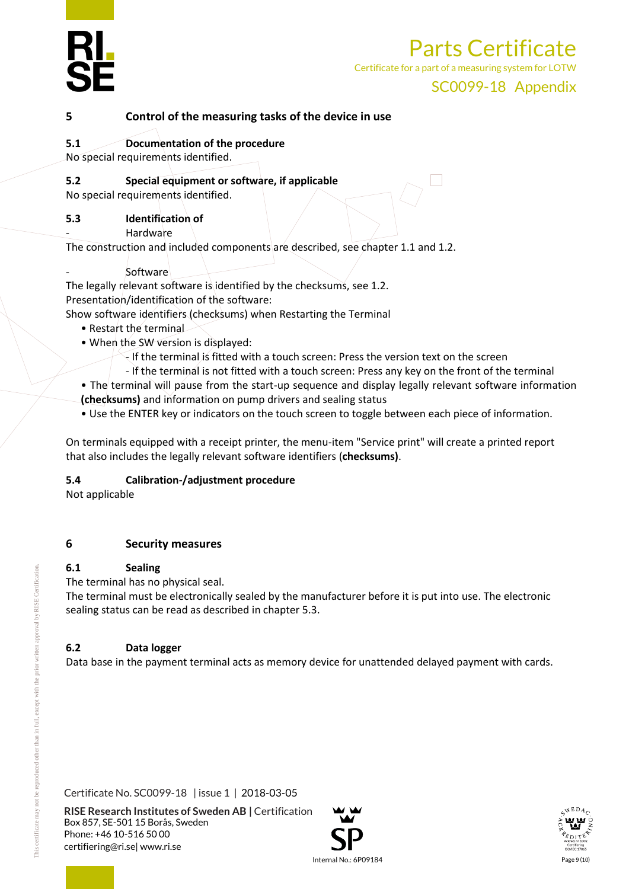## 5 Control of the measuring tasks of the device in use

### 5.1 Documentation of the procedure

No special requirements identified.

### 5.2 Special equipment or software, if applicable

No special requirements identified.

### 5.3 Identification of

- Hardware

The construction and included components are described, see chapter 1.1 and 1.2.

- Software

The legally relevant software is identified by the checksums, see 1.2.
Presentation/identification of the software:
Show software identifiers (checksums) when Restarting the Terminal

- Restart the terminal
- When the SW version is displayed:
  - If the terminal is fitted with a touch screen: Press the version text on the screen
  - If the terminal is not fitted with a touch screen: Press any key on the front of the terminal
- The terminal will pause from the start-up sequence and display legally relevant software information **(checksums)** and information on pump drivers and sealing status
- Use the ENTER key or indicators on the touch screen to toggle between each piece of information.

On terminals equipped with a receipt printer, the menu-item "Service print" will create a printed report that also includes the legally relevant software identifiers (**checksums**).

### 5.4 Calibration-/adjustment procedure

Not applicable

## 6 Security measures

### 6.1 Sealing

The terminal has no physical seal.
The terminal must be electronically sealed by the manufacturer before it is put into use. The electronic sealing status can be read as described in chapter 5.3.

### 6.2 Data logger

Data base in the payment terminal acts as memory device for unattended delayed payment with cards.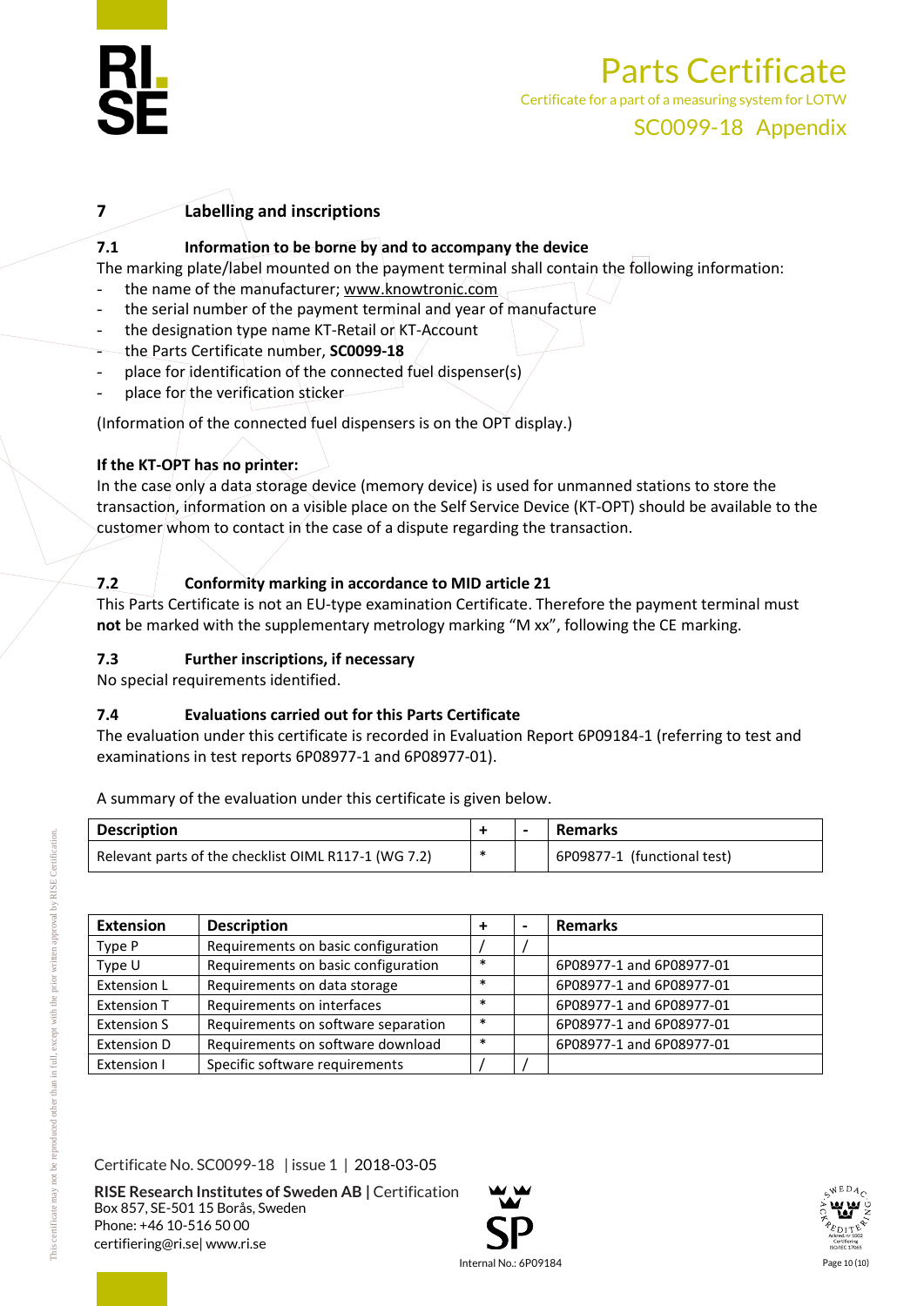## 7 Labelling and inscriptions

### 7.1 Information to be borne by and to accompany the device

The marking plate/label mounted on the payment terminal shall contain the following information:

- the name of the manufacturer; www.knowtronic.com
- the serial number of the payment terminal and year of manufacture
- the designation type name KT-Retail or KT-Account
- the Parts Certificate number, **SC0099-18**
- place for identification of the connected fuel dispenser(s)
- place for the verification sticker

(Information of the connected fuel dispensers is on the OPT display.)

**If the KT-OPT has no printer:**

In the case only a data storage device (memory device) is used for unmanned stations to store the transaction, information on a visible place on the Self Service Device (KT-OPT) should be available to the customer whom to contact in the case of a dispute regarding the transaction.

### 7.2 Conformity marking in accordance to MID article 21

This Parts Certificate is not an EU-type examination Certificate. Therefore the payment terminal must **not** be marked with the supplementary metrology marking "M xx", following the CE marking.

### 7.3 Further inscriptions, if necessary

No special requirements identified.

### 7.4 Evaluations carried out for this Parts Certificate

The evaluation under this certificate is recorded in Evaluation Report 6P09184-1 (referring to test and examinations in test reports 6P08977-1 and 6P08977-01).

A summary of the evaluation under this certificate is given below.

| Description | + | - | Remarks |
|---|---|---|---|
| Relevant parts of the checklist OIML R117-1 (WG 7.2) | * | | 6P09877-1 (functional test) |

| Extension | Description | + | - | Remarks |
|---|---|---|---|---|
| Type P | Requirements on basic configuration | / | / | |
| Type U | Requirements on basic configuration | * | | 6P08977-1 and 6P08977-01 |
| Extension L | Requirements on data storage | * | | 6P08977-1 and 6P08977-01 |
| Extension T | Requirements on interfaces | * | | 6P08977-1 and 6P08977-01 |
| Extension S | Requirements on software separation | * | | 6P08977-1 and 6P08977-01 |
| Extension D | Requirements on software download | * | | 6P08977-1 and 6P08977-01 |
| Extension I | Specific software requirements | / | / | |